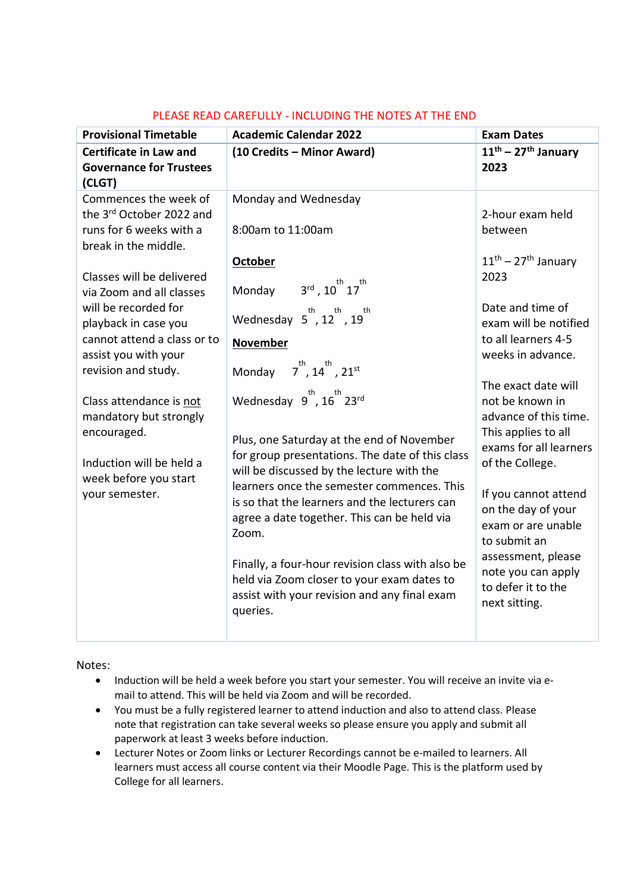PLEASE READ CAREFULLY - INCLUDING THE NOTES AT THE END

| Provisional Timetable | Academic Calendar 2022 | Exam Dates |
|---|---|---|
| **Certificate in Law and Governance for Trustees (CLGT)** | **(10 Credits – Minor Award)** | **11th – 27th January 2023** |
| Commences the week of the 3rd October 2022 and runs for 6 weeks with a break in the middle.<br><br>Classes will be delivered via Zoom and all classes will be recorded for playback in case you cannot attend a class or to assist you with your revision and study.<br><br>Class attendance is <u>not</u> mandatory but strongly encouraged.<br><br>Induction will be held a week before you start your semester. | Monday and Wednesday<br><br>8:00am to 11:00am<br><br>**<u>October</u>**<br><br>Monday 3rd, 10th 17th<br><br>Wednesday 5th, 12th, 19th<br><br>**<u>November</u>**<br><br>Monday 7th, 14th, 21st<br><br>Wednesday 9th, 16th 23rd<br><br>Plus, one Saturday at the end of November for group presentations. The date of this class will be discussed by the lecture with the learners once the semester commences. This is so that the learners and the lecturers can agree a date together. This can be held via Zoom.<br><br>Finally, a four-hour revision class with also be held via Zoom closer to your exam dates to assist with your revision and any final exam queries. | 2-hour exam held between<br><br>11th – 27th January 2023<br><br>Date and time of exam will be notified to all learners 4-5 weeks in advance.<br><br>The exact date will not be known in advance of this time. This applies to all exams for all learners of the College.<br><br>If you cannot attend on the day of your exam or are unable to submit an assessment, please note you can apply to defer it to the next sitting. |

Notes:

- Induction will be held a week before you start your semester. You will receive an invite via e-mail to attend. This will be held via Zoom and will be recorded.
- You must be a fully registered learner to attend induction and also to attend class. Please note that registration can take several weeks so please ensure you apply and submit all paperwork at least 3 weeks before induction.
- Lecturer Notes or Zoom links or Lecturer Recordings cannot be e-mailed to learners. All learners must access all course content via their Moodle Page. This is the platform used by College for all learners.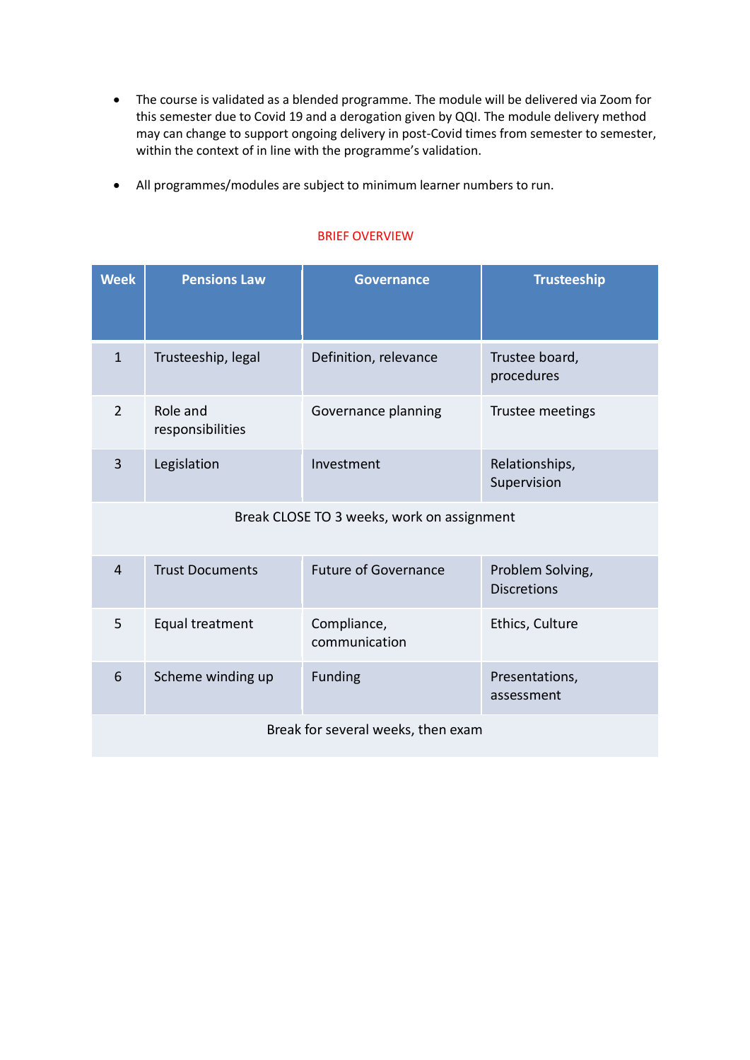- The course is validated as a blended programme. The module will be delivered via Zoom for this semester due to Covid 19 and a derogation given by QQI. The module delivery method may can change to support ongoing delivery in post-Covid times from semester to semester, within the context of in line with the programme's validation.

- All programmes/modules are subject to minimum learner numbers to run.

BRIEF OVERVIEW

| Week | Pensions Law | Governance | Trusteeship |
|---|---|---|---|
| 1 | Trusteeship, legal | Definition, relevance | Trustee board, procedures |
| 2 | Role and responsibilities | Governance planning | Trustee meetings |
| 3 | Legislation | Investment | Relationships, Supervision |
| Break CLOSE TO 3 weeks, work on assignment | | | |
| 4 | Trust Documents | Future of Governance | Problem Solving, Discretions |
| 5 | Equal treatment | Compliance, communication | Ethics, Culture |
| 6 | Scheme winding up | Funding | Presentations, assessment |
| Break for several weeks, then exam | | | |